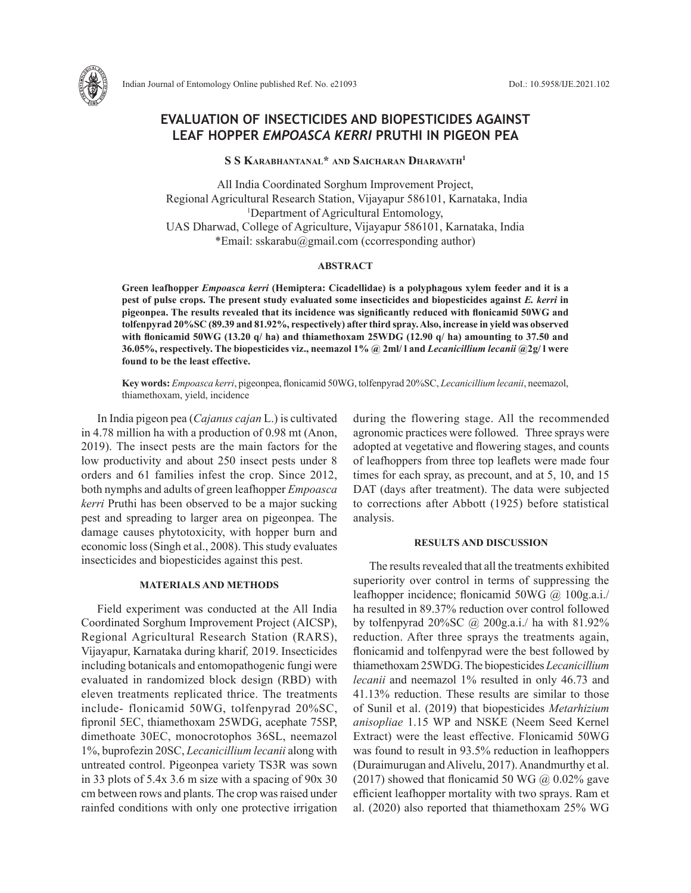# EVALUATION OF INSECTICIDES AND BIOPESTICIDES AGAINST LEAF HOPPER *EMPOASCA KERRI* PRUTHI IN PIGEON PEA

**S S Karabhantanal* and Saicharan Dharavath[1]**

All India Coordinated Sorghum Improvement Project,
Regional Agricultural Research Station, Vijayapur 586101, Karnataka, India
[1]Department of Agricultural Entomology,
UAS Dharwad, College of Agriculture, Vijayapur 586101, Karnataka, India
*Email: sskarabu@gmail.com (ccorresponding author)

## ABSTRACT

**Green leafhopper *Empoasca kerri* (Hemiptera: Cicadellidae) is a polyphagous xylem feeder and it is a pest of pulse crops. The present study evaluated some insecticides and biopesticides against *E. kerri* in pigeonpea. The results revealed that its incidence was significantly reduced with flonicamid 50WG and tolfenpyrad 20%SC (89.39 and 81.92%, respectively) after third spray. Also, increase in yield was observed with flonicamid 50WG (13.20 q/ ha) and thiamethoxam 25WDG (12.90 q/ ha) amounting to 37.50 and 36.05%, respectively. The biopesticides viz., neemazol 1% @ 2ml/ l and *Lecanicillium lecanii* @2g/ l were found to be the least effective.**

**Key words:** *Empoasca kerri*, pigeonpea, flonicamid 50WG, tolfenpyrad 20%SC, *Lecanicillium lecanii*, neemazol, thiamethoxam, yield, incidence

In India pigeon pea (*Cajanus cajan* L.) is cultivated in 4.78 million ha with a production of 0.98 mt (Anon, 2019). The insect pests are the main factors for the low productivity and about 250 insect pests under 8 orders and 61 families infest the crop. Since 2012, both nymphs and adults of green leafhopper *Empoasca kerri* Pruthi has been observed to be a major sucking pest and spreading to larger area on pigeonpea. The damage causes phytotoxicity, with hopper burn and economic loss (Singh et al., 2008). This study evaluates insecticides and biopesticides against this pest.

## MATERIALS AND METHODS

Field experiment was conducted at the All India Coordinated Sorghum Improvement Project (AICSP), Regional Agricultural Research Station (RARS), Vijayapur, Karnataka during kharif*,* 2019. Insecticides including botanicals and entomopathogenic fungi were evaluated in randomized block design (RBD) with eleven treatments replicated thrice. The treatments include- flonicamid 50WG, tolfenpyrad 20%SC, fipronil 5EC, thiamethoxam 25WDG, acephate 75SP, dimethoate 30EC, monocrotophos 36SL, neemazol 1%, buprofezin 20SC, *Lecanicillium lecanii* along with untreated control. Pigeonpea variety TS3R was sown in 33 plots of 5.4x 3.6 m size with a spacing of 90x 30 cm between rows and plants. The crop was raised under rainfed conditions with only one protective irrigation during the flowering stage. All the recommended agronomic practices were followed. Three sprays were adopted at vegetative and flowering stages, and counts of leafhoppers from three top leaflets were made four times for each spray, as precount, and at 5, 10, and 15 DAT (days after treatment). The data were subjected to corrections after Abbott (1925) before statistical analysis.

## RESULTS AND DISCUSSION

The results revealed that all the treatments exhibited superiority over control in terms of suppressing the leafhopper incidence; flonicamid 50WG @ 100g.a.i./ ha resulted in 89.37% reduction over control followed by tolfenpyrad 20%SC @ 200g.a.i./ ha with 81.92% reduction. After three sprays the treatments again, flonicamid and tolfenpyrad were the best followed by thiamethoxam 25WDG. The biopesticides *Lecanicillium lecanii* and neemazol 1% resulted in only 46.73 and 41.13% reduction. These results are similar to those of Sunil et al. (2019) that biopesticides *Metarhizium anisopliae* 1.15 WP and NSKE (Neem Seed Kernel Extract) were the least effective. Flonicamid 50WG was found to result in 93.5% reduction in leafhoppers (Duraimurugan and Alivelu, 2017). Anandmurthy et al. (2017) showed that flonicamid 50 WG @ 0.02% gave efficient leafhopper mortality with two sprays. Ram et al. (2020) also reported that thiamethoxam 25% WG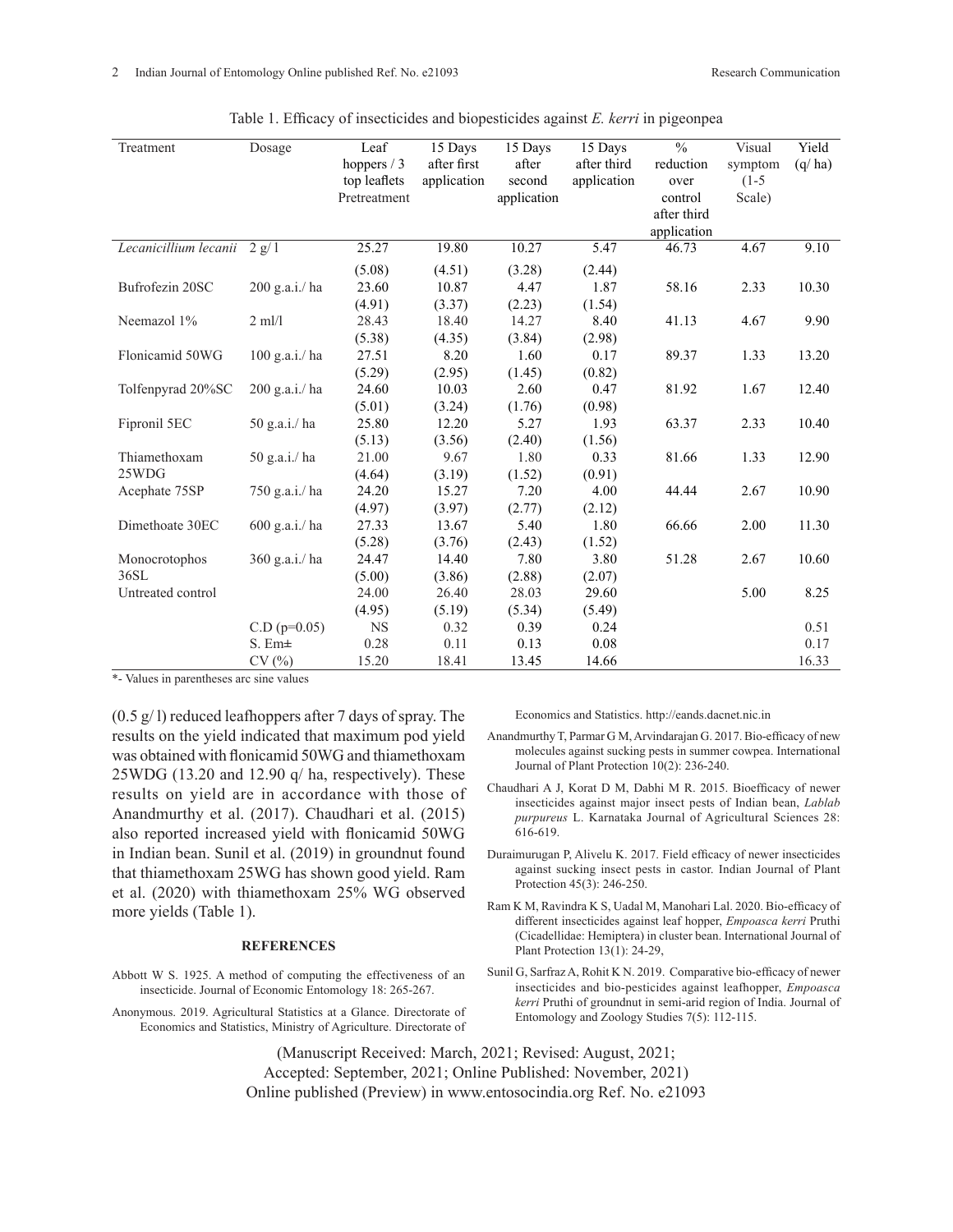Table 1. Efficacy of insecticides and biopesticides against *E. kerri* in pigeonpea

| Treatment | Dosage | Leaf hoppers / 3 top leaflets Pretreatment | 15 Days after first application | 15 Days after second application | 15 Days after third application | % reduction over control after third application | Visual symptom (1-5 Scale) | Yield (q/ ha) |
|---|---|---|---|---|---|---|---|---|
| *Lecanicillium lecanii* | 2 g/ l | 25.27 | 19.80 | 10.27 | 5.47 | 46.73 | 4.67 | 9.10 |
| | | (5.08) | (4.51) | (3.28) | (2.44) | | | |
| Bufrofezin 20SC | 200 g.a.i./ ha | 23.60 | 10.87 | 4.47 | 1.87 | 58.16 | 2.33 | 10.30 |
| | | (4.91) | (3.37) | (2.23) | (1.54) | | | |
| Neemazol 1% | 2 ml/l | 28.43 | 18.40 | 14.27 | 8.40 | 41.13 | 4.67 | 9.90 |
| | | (5.38) | (4.35) | (3.84) | (2.98) | | | |
| Flonicamid 50WG | 100 g.a.i./ ha | 27.51 | 8.20 | 1.60 | 0.17 | 89.37 | 1.33 | 13.20 |
| | | (5.29) | (2.95) | (1.45) | (0.82) | | | |
| Tolfenpyrad 20%SC | 200 g.a.i./ ha | 24.60 | 10.03 | 2.60 | 0.47 | 81.92 | 1.67 | 12.40 |
| | | (5.01) | (3.24) | (1.76) | (0.98) | | | |
| Fipronil 5EC | 50 g.a.i./ ha | 25.80 | 12.20 | 5.27 | 1.93 | 63.37 | 2.33 | 10.40 |
| | | (5.13) | (3.56) | (2.40) | (1.56) | | | |
| Thiamethoxam 25WDG | 50 g.a.i./ ha | 21.00 | 9.67 | 1.80 | 0.33 | 81.66 | 1.33 | 12.90 |
| | | (4.64) | (3.19) | (1.52) | (0.91) | | | |
| Acephate 75SP | 750 g.a.i./ ha | 24.20 | 15.27 | 7.20 | 4.00 | 44.44 | 2.67 | 10.90 |
| | | (4.97) | (3.97) | (2.77) | (2.12) | | | |
| Dimethoate 30EC | 600 g.a.i./ ha | 27.33 | 13.67 | 5.40 | 1.80 | 66.66 | 2.00 | 11.30 |
| | | (5.28) | (3.76) | (2.43) | (1.52) | | | |
| Monocrotophos 36SL | 360 g.a.i./ ha | 24.47 | 14.40 | 7.80 | 3.80 | 51.28 | 2.67 | 10.60 |
| | | (5.00) | (3.86) | (2.88) | (2.07) | | | |
| Untreated control | | 24.00 | 26.40 | 28.03 | 29.60 | | 5.00 | 8.25 |
| | | (4.95) | (5.19) | (5.34) | (5.49) | | | |
| | C.D (p=0.05) | NS | 0.32 | 0.39 | 0.24 | | | 0.51 |
| | S. Em± | 0.28 | 0.11 | 0.13 | 0.08 | | | 0.17 |
| | CV (%) | 15.20 | 18.41 | 13.45 | 14.66 | | | 16.33 |

*- Values in parentheses arc sine values

(0.5 g/ l) reduced leafhoppers after 7 days of spray. The results on the yield indicated that maximum pod yield was obtained with flonicamid 50WG and thiamethoxam 25WDG (13.20 and 12.90 q/ ha, respectively). These results on yield are in accordance with those of Anandmurthy et al. (2017). Chaudhari et al. (2015) also reported increased yield with flonicamid 50WG in Indian bean. Sunil et al. (2019) in groundnut found that thiamethoxam 25WG has shown good yield. Ram et al. (2020) with thiamethoxam 25% WG observed more yields (Table 1).

## REFERENCES

Abbott W S. 1925. A method of computing the effectiveness of an insecticide. Journal of Economic Entomology 18: 265-267.

Anonymous. 2019. Agricultural Statistics at a Glance. Directorate of Economics and Statistics, Ministry of Agriculture. Directorate of Economics and Statistics. http://eands.dacnet.nic.in

Anandmurthy T, Parmar G M, Arvindarajan G. 2017. Bio-efficacy of new molecules against sucking pests in summer cowpea. International Journal of Plant Protection 10(2): 236-240.

Chaudhari A J, Korat D M, Dabhi M R. 2015. Bioefficacy of newer insecticides against major insect pests of Indian bean, *Lablab purpureus* L. Karnataka Journal of Agricultural Sciences 28: 616-619.

Duraimurugan P, Alivelu K. 2017. Field efficacy of newer insecticides against sucking insect pests in castor. Indian Journal of Plant Protection 45(3): 246-250.

Ram K M, Ravindra K S, Uadal M, Manohari Lal. 2020. Bio-efficacy of different insecticides against leaf hopper, *Empoasca kerri* Pruthi (Cicadellidae: Hemiptera) in cluster bean. International Journal of Plant Protection 13(1): 24-29,

Sunil G, Sarfraz A, Rohit K N. 2019. Comparative bio-efficacy of newer insecticides and bio-pesticides against leafhopper, *Empoasca kerri* Pruthi of groundnut in semi-arid region of India. Journal of Entomology and Zoology Studies 7(5): 112-115.

(Manuscript Received: March, 2021; Revised: August, 2021;
Accepted: September, 2021; Online Published: November, 2021)
Online published (Preview) in www.entosocindia.org Ref. No. e21093